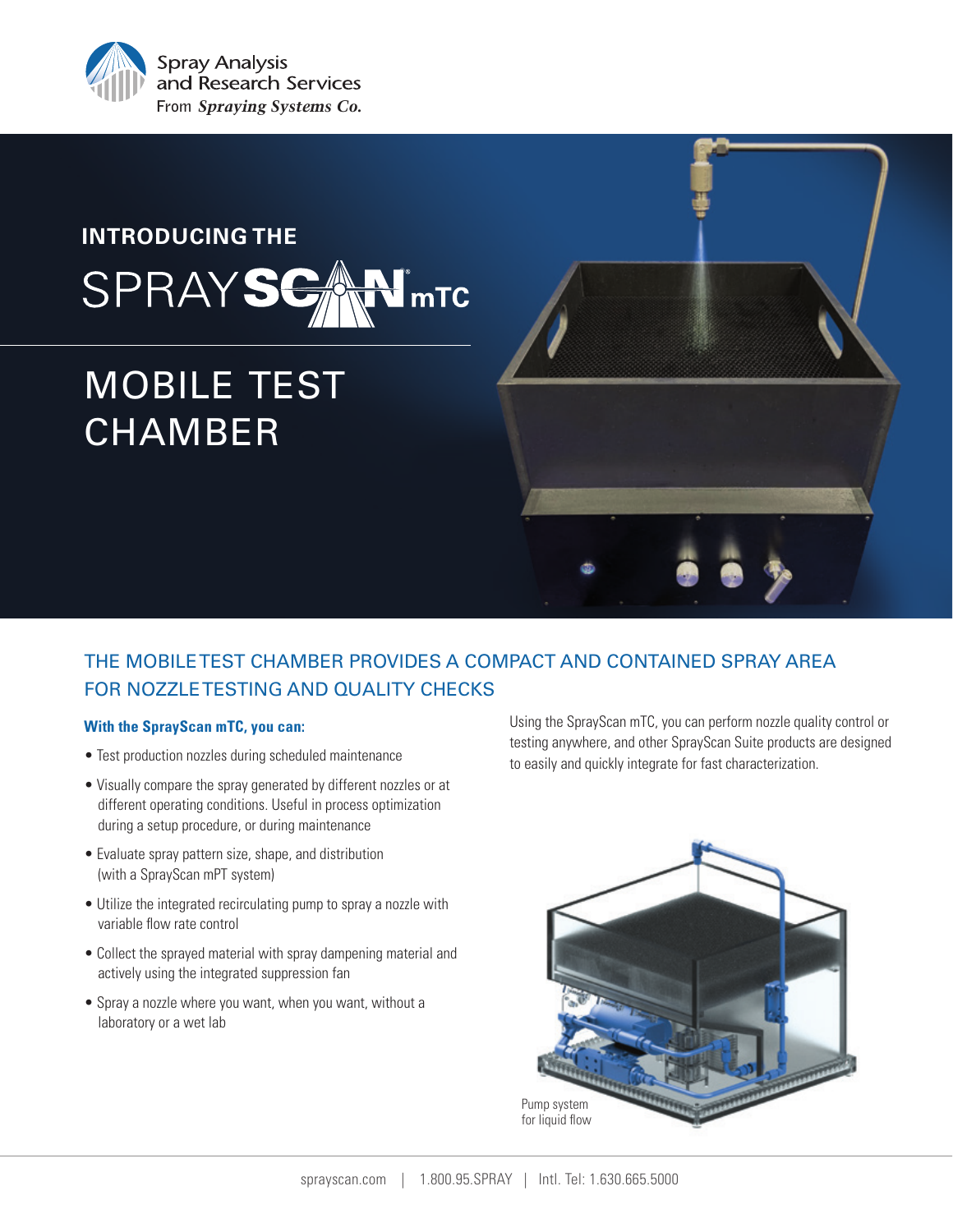Spray Analysis and Research Services
From *Spraying Systems Co.*

# INTRODUCING THE SPRAYSCAN mTC

# MOBILE TEST CHAMBER

## THE MOBILE TEST CHAMBER PROVIDES A COMPACT AND CONTAINED SPRAY AREA FOR NOZZLE TESTING AND QUALITY CHECKS

**With the SprayScan mTC, you can:**

- Test production nozzles during scheduled maintenance
- Visually compare the spray generated by different nozzles or at different operating conditions. Useful in process optimization during a setup procedure, or during maintenance
- Evaluate spray pattern size, shape, and distribution (with a SprayScan mPT system)
- Utilize the integrated recirculating pump to spray a nozzle with variable flow rate control
- Collect the sprayed material with spray dampening material and actively using the integrated suppression fan
- Spray a nozzle where you want, when you want, without a laboratory or a wet lab

Using the SprayScan mTC, you can perform nozzle quality control or testing anywhere, and other SprayScan Suite products are designed to easily and quickly integrate for fast characterization.

Pump system for liquid flow

sprayscan.com | 1.800.95.SPRAY | Intl. Tel: 1.630.665.5000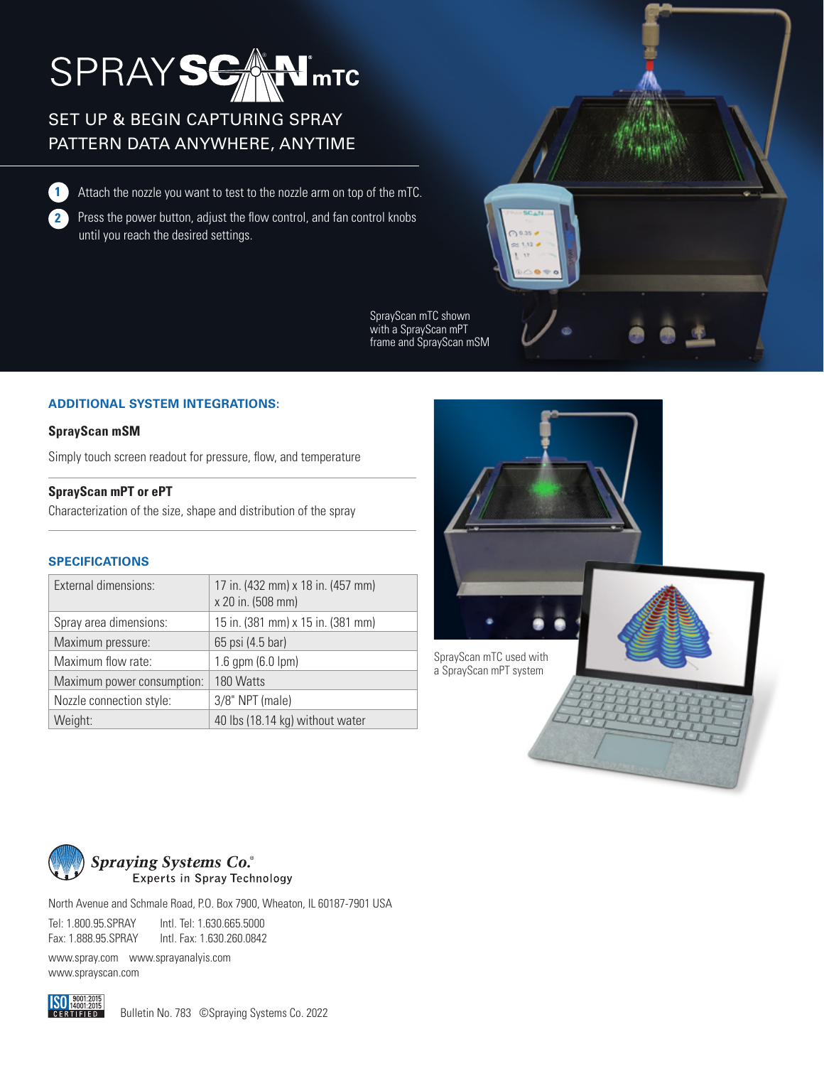# SPRAYSCAN® mTC

## SET UP & BEGIN CAPTURING SPRAY PATTERN DATA ANYWHERE, ANYTIME

1. Attach the nozzle you want to test to the nozzle arm on top of the mTC.
2. Press the power button, adjust the flow control, and fan control knobs until you reach the desired settings.

SprayScan mTC shown with a SprayScan mPT frame and SprayScan mSM

### ADDITIONAL SYSTEM INTEGRATIONS:

**SprayScan mSM**

Simply touch screen readout for pressure, flow, and temperature

**SprayScan mPT or ePT**

Characterization of the size, shape and distribution of the spray

### SPECIFICATIONS

| | |
|---|---|
| External dimensions: | 17 in. (432 mm) x 18 in. (457 mm) x 20 in. (508 mm) |
| Spray area dimensions: | 15 in. (381 mm) x 15 in. (381 mm) |
| Maximum pressure: | 65 psi (4.5 bar) |
| Maximum flow rate: | 1.6 gpm (6.0 lpm) |
| Maximum power consumption: | 180 Watts |
| Nozzle connection style: | 3/8" NPT (male) |
| Weight: | 40 lbs (18.14 kg) without water |

SprayScan mTC used with a SprayScan mPT system

**Spraying Systems Co.®**
Experts in Spray Technology

North Avenue and Schmale Road, P.O. Box 7900, Wheaton, IL 60187-7901 USA

Tel: 1.800.95.SPRAY    Intl. Tel: 1.630.665.5000
Fax: 1.888.95.SPRAY    Intl. Fax: 1.630.260.0842

www.spray.com    www.sprayanalyis.com
www.sprayscan.com

ISO 9001:2015 14001:2015 CERTIFIED

Bulletin No. 783 ©Spraying Systems Co. 2022